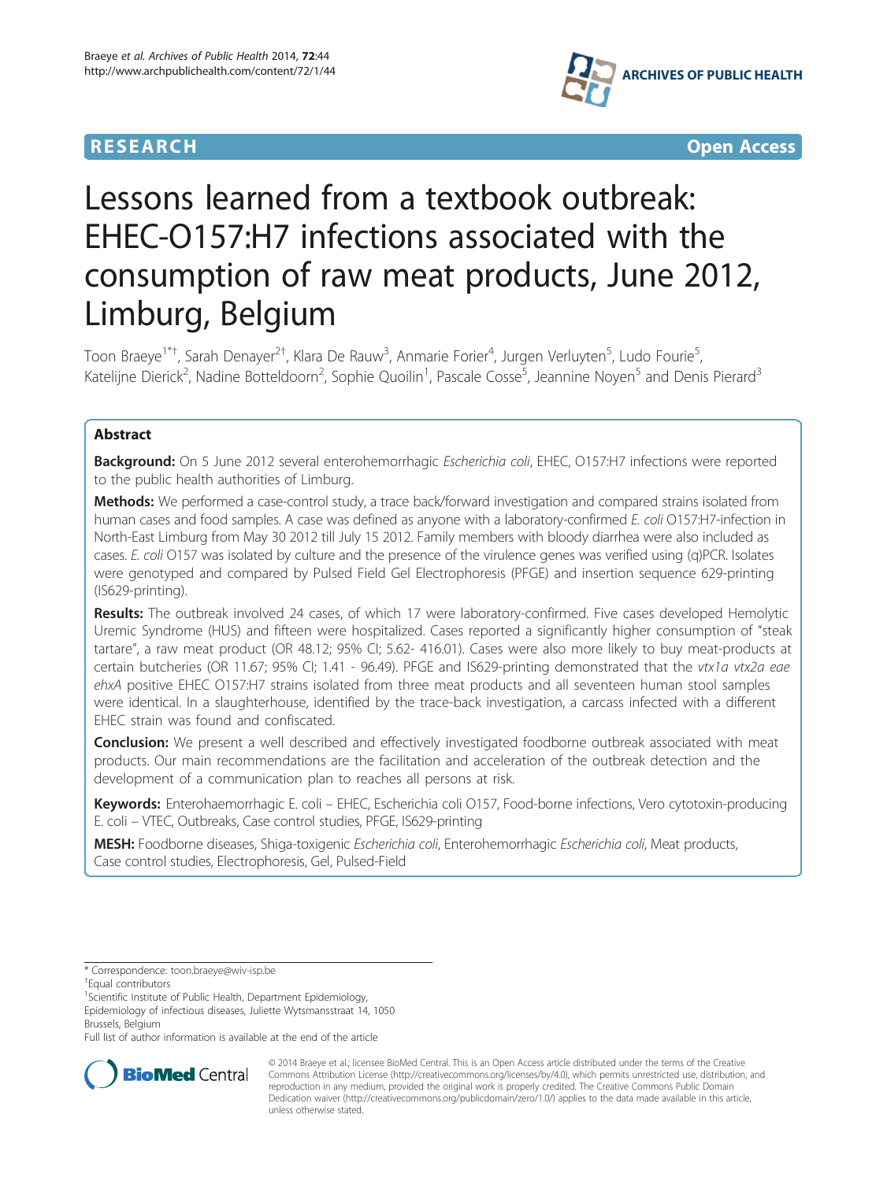**RESEARCH** **Open Access**

# Lessons learned from a textbook outbreak: EHEC-O157:H7 infections associated with the consumption of raw meat products, June 2012, Limburg, Belgium

Toon Braeye[1*†], Sarah Denayer[2†], Klara De Rauw[3], Anmarie Forier[4], Jurgen Verluyten[5], Ludo Fourie[5], Katelijne Dierick[2], Nadine Botteldoorn[2], Sophie Quoilin[1], Pascale Cosse[5], Jeannine Noyen[5] and Denis Pierard[3]

## Abstract

**Background:** On 5 June 2012 several enterohemorrhagic *Escherichia coli*, EHEC, O157:H7 infections were reported to the public health authorities of Limburg.

**Methods:** We performed a case-control study, a trace back/forward investigation and compared strains isolated from human cases and food samples. A case was defined as anyone with a laboratory-confirmed *E. coli* O157:H7-infection in North-East Limburg from May 30 2012 till July 15 2012. Family members with bloody diarrhea were also included as cases. *E. coli* O157 was isolated by culture and the presence of the virulence genes was verified using (q)PCR. Isolates were genotyped and compared by Pulsed Field Gel Electrophoresis (PFGE) and insertion sequence 629-printing (IS629-printing).

**Results:** The outbreak involved 24 cases, of which 17 were laboratory-confirmed. Five cases developed Hemolytic Uremic Syndrome (HUS) and fifteen were hospitalized. Cases reported a significantly higher consumption of "steak tartare", a raw meat product (OR 48.12; 95% CI; 5.62- 416.01). Cases were also more likely to buy meat-products at certain butcheries (OR 11.67; 95% CI; 1.41 - 96.49). PFGE and IS629-printing demonstrated that the *vtx1a vtx2a eae ehxA* positive EHEC O157:H7 strains isolated from three meat products and all seventeen human stool samples were identical. In a slaughterhouse, identified by the trace-back investigation, a carcass infected with a different EHEC strain was found and confiscated.

**Conclusion:** We present a well described and effectively investigated foodborne outbreak associated with meat products. Our main recommendations are the facilitation and acceleration of the outbreak detection and the development of a communication plan to reaches all persons at risk.

**Keywords:** Enterohaemorrhagic E. coli – EHEC, Escherichia coli O157, Food-borne infections, Vero cytotoxin-producing E. coli – VTEC, Outbreaks, Case control studies, PFGE, IS629-printing

**MESH:** Foodborne diseases, Shiga-toxigenic *Escherichia coli*, Enterohemorrhagic *Escherichia coli*, Meat products, Case control studies, Electrophoresis, Gel, Pulsed-Field

\* Correspondence: toon.braeye@wiv-isp.be

†Equal contributors

[1]Scientific Institute of Public Health, Department Epidemiology, Epidemiology of infectious diseases, Juliette Wytsmansstraat 14, 1050 Brussels, Belgium

Full list of author information is available at the end of the article

© 2014 Braeye et al.; licensee BioMed Central. This is an Open Access article distributed under the terms of the Creative Commons Attribution License (http://creativecommons.org/licenses/by/4.0), which permits unrestricted use, distribution, and reproduction in any medium, provided the original work is properly credited. The Creative Commons Public Domain Dedication waiver (http://creativecommons.org/publicdomain/zero/1.0/) applies to the data made available in this article, unless otherwise stated.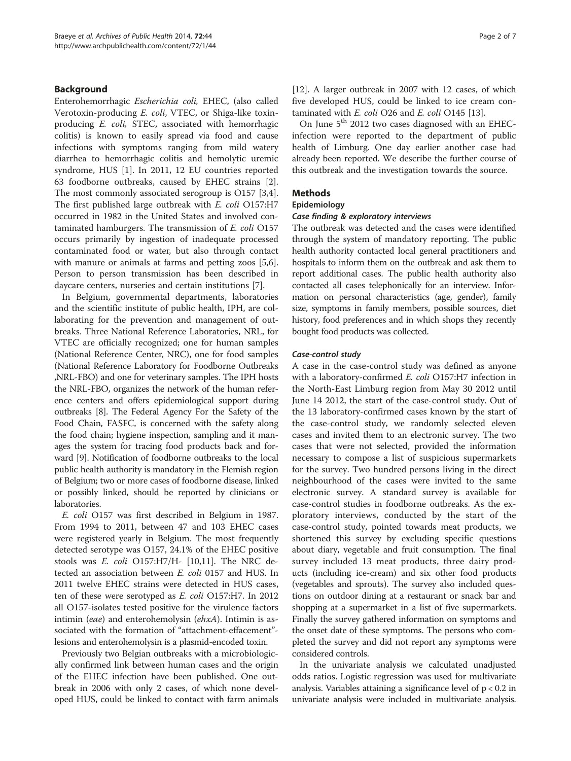## Background

Enterohemorrhagic *Escherichia coli*, EHEC, (also called Verotoxin-producing *E. coli*, VTEC, or Shiga-like toxin-producing *E. coli*, STEC, associated with hemorrhagic colitis) is known to easily spread via food and cause infections with symptoms ranging from mild watery diarrhea to hemorrhagic colitis and hemolytic uremic syndrome, HUS [1]. In 2011, 12 EU countries reported 63 foodborne outbreaks, caused by EHEC strains [2]. The most commonly associated serogroup is O157 [3,4]. The first published large outbreak with *E. coli* O157:H7 occurred in 1982 in the United States and involved contaminated hamburgers. The transmission of *E. coli* O157 occurs primarily by ingestion of inadequate processed contaminated food or water, but also through contact with manure or animals at farms and petting zoos [5,6]. Person to person transmission has been described in daycare centers, nurseries and certain institutions [7].

In Belgium, governmental departments, laboratories and the scientific institute of public health, IPH, are collaborating for the prevention and management of outbreaks. Three National Reference Laboratories, NRL, for VTEC are officially recognized; one for human samples (National Reference Center, NRC), one for food samples (National Reference Laboratory for Foodborne Outbreaks ,NRL-FBO) and one for veterinary samples. The IPH hosts the NRL-FBO, organizes the network of the human reference centers and offers epidemiological support during outbreaks [8]. The Federal Agency For the Safety of the Food Chain, FASFC, is concerned with the safety along the food chain; hygiene inspection, sampling and it manages the system for tracing food products back and forward [9]. Notification of foodborne outbreaks to the local public health authority is mandatory in the Flemish region of Belgium; two or more cases of foodborne disease, linked or possibly linked, should be reported by clinicians or laboratories.

*E. coli* O157 was first described in Belgium in 1987. From 1994 to 2011, between 47 and 103 EHEC cases were registered yearly in Belgium. The most frequently detected serotype was O157, 24.1% of the EHEC positive stools was *E. coli* O157:H7/H- [10,11]. The NRC detected an association between *E. coli* 0157 and HUS. In 2011 twelve EHEC strains were detected in HUS cases, ten of these were serotyped as *E. coli* O157:H7. In 2012 all O157-isolates tested positive for the virulence factors intimin (*eae*) and enterohemolysin (*ehxA*). Intimin is associated with the formation of "attachment-effacement"-lesions and enterohemolysin is a plasmid-encoded toxin.

Previously two Belgian outbreaks with a microbiologically confirmed link between human cases and the origin of the EHEC infection have been published. One outbreak in 2006 with only 2 cases, of which none developed HUS, could be linked to contact with farm animals [12]. A larger outbreak in 2007 with 12 cases, of which five developed HUS, could be linked to ice cream contaminated with *E. coli* O26 and *E. coli* O145 [13].

On June 5th 2012 two cases diagnosed with an EHEC-infection were reported to the department of public health of Limburg. One day earlier another case had already been reported. We describe the further course of this outbreak and the investigation towards the source.

## Methods

### Epidemiology

#### *Case finding & exploratory interviews*

The outbreak was detected and the cases were identified through the system of mandatory reporting. The public health authority contacted local general practitioners and hospitals to inform them on the outbreak and ask them to report additional cases. The public health authority also contacted all cases telephonically for an interview. Information on personal characteristics (age, gender), family size, symptoms in family members, possible sources, diet history, food preferences and in which shops they recently bought food products was collected.

#### *Case-control study*

A case in the case-control study was defined as anyone with a laboratory-confirmed *E. coli* O157:H7 infection in the North-East Limburg region from May 30 2012 until June 14 2012, the start of the case-control study. Out of the 13 laboratory-confirmed cases known by the start of the case-control study, we randomly selected eleven cases and invited them to an electronic survey. The two cases that were not selected, provided the information necessary to compose a list of suspicious supermarkets for the survey. Two hundred persons living in the direct neighbourhood of the cases were invited to the same electronic survey. A standard survey is available for case-control studies in foodborne outbreaks. As the exploratory interviews, conducted by the start of the case-control study, pointed towards meat products, we shortened this survey by excluding specific questions about diary, vegetable and fruit consumption. The final survey included 13 meat products, three dairy products (including ice-cream) and six other food products (vegetables and sprouts). The survey also included questions on outdoor dining at a restaurant or snack bar and shopping at a supermarket in a list of five supermarkets. Finally the survey gathered information on symptoms and the onset date of these symptoms. The persons who completed the survey and did not report any symptoms were considered controls.

In the univariate analysis we calculated unadjusted odds ratios. Logistic regression was used for multivariate analysis. Variables attaining a significance level of $p < 0.2$ in univariate analysis were included in multivariate analysis.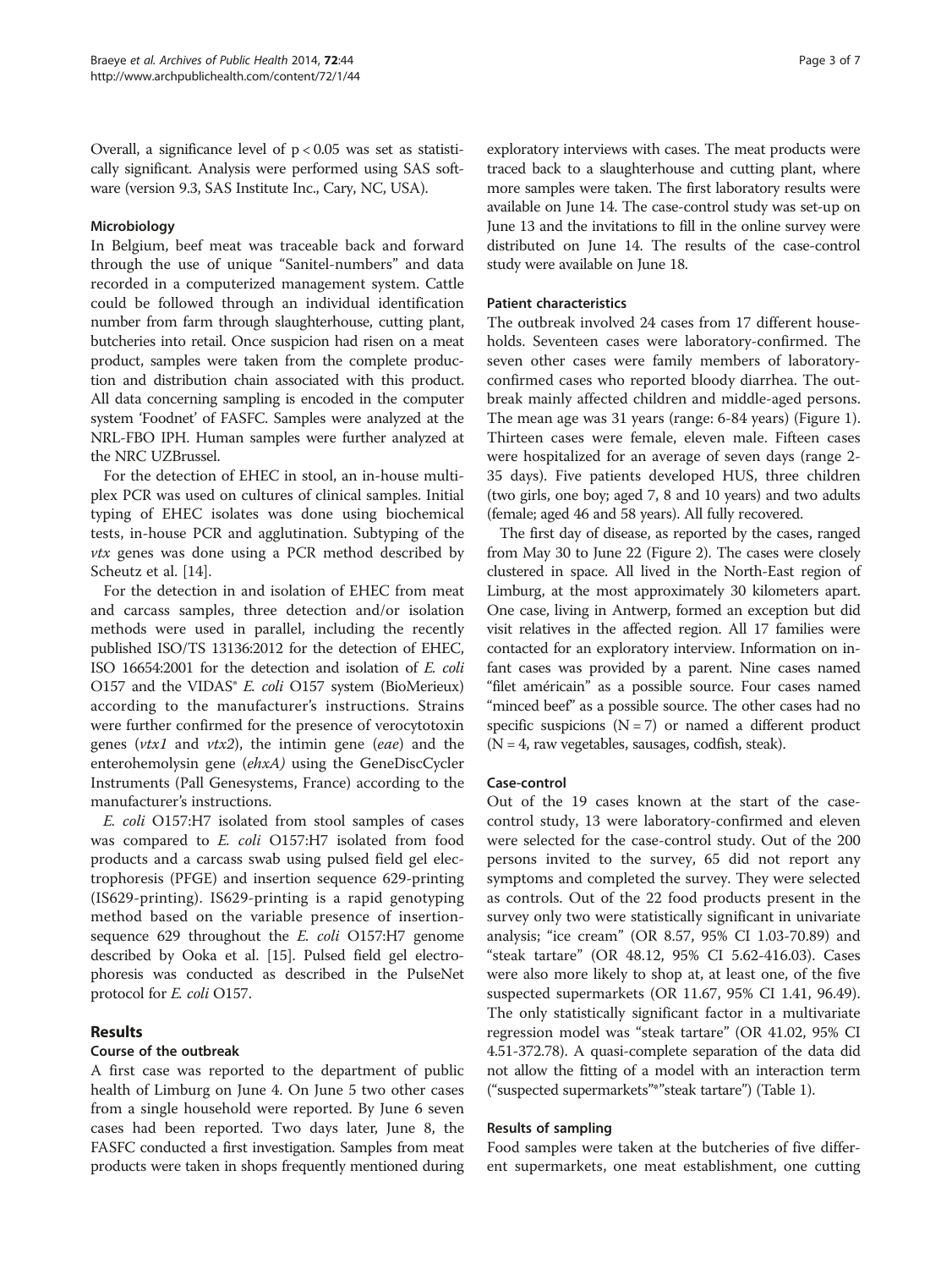Overall, a significance level of $p < 0.05$ was set as statistically significant. Analysis were performed using SAS software (version 9.3, SAS Institute Inc., Cary, NC, USA).

### Microbiology

In Belgium, beef meat was traceable back and forward through the use of unique "Sanitel-numbers" and data recorded in a computerized management system. Cattle could be followed through an individual identification number from farm through slaughterhouse, cutting plant, butcheries into retail. Once suspicion had risen on a meat product, samples were taken from the complete production and distribution chain associated with this product. All data concerning sampling is encoded in the computer system 'Foodnet' of FASFC. Samples were analyzed at the NRL-FBO IPH. Human samples were further analyzed at the NRC UZBrussel.

For the detection of EHEC in stool, an in-house multiplex PCR was used on cultures of clinical samples. Initial typing of EHEC isolates was done using biochemical tests, in-house PCR and agglutination. Subtyping of the *vtx* genes was done using a PCR method described by Scheutz et al. [14].

For the detection in and isolation of EHEC from meat and carcass samples, three detection and/or isolation methods were used in parallel, including the recently published ISO/TS 13136:2012 for the detection of EHEC, ISO 16654:2001 for the detection and isolation of *E. coli* O157 and the VIDAS® *E. coli* O157 system (BioMerieux) according to the manufacturer's instructions. Strains were further confirmed for the presence of verocytotoxin genes (*vtx1* and *vtx2*), the intimin gene (*eae*) and the enterohemolysin gene (*ehxA)* using the GeneDiscCycler Instruments (Pall Genesystems, France) according to the manufacturer's instructions.

*E. coli* O157:H7 isolated from stool samples of cases was compared to *E. coli* O157:H7 isolated from food products and a carcass swab using pulsed field gel electrophoresis (PFGE) and insertion sequence 629-printing (IS629-printing). IS629-printing is a rapid genotyping method based on the variable presence of insertion-sequence 629 throughout the *E. coli* O157:H7 genome described by Ooka et al. [15]. Pulsed field gel electrophoresis was conducted as described in the PulseNet protocol for *E. coli* O157.

## Results

### Course of the outbreak

A first case was reported to the department of public health of Limburg on June 4. On June 5 two other cases from a single household were reported. By June 6 seven cases had been reported. Two days later, June 8, the FASFC conducted a first investigation. Samples from meat products were taken in shops frequently mentioned during exploratory interviews with cases. The meat products were traced back to a slaughterhouse and cutting plant, where more samples were taken. The first laboratory results were available on June 14. The case-control study was set-up on June 13 and the invitations to fill in the online survey were distributed on June 14. The results of the case-control study were available on June 18.

### Patient characteristics

The outbreak involved 24 cases from 17 different households. Seventeen cases were laboratory-confirmed. The seven other cases were family members of laboratory-confirmed cases who reported bloody diarrhea. The outbreak mainly affected children and middle-aged persons. The mean age was 31 years (range: 6-84 years) (Figure 1). Thirteen cases were female, eleven male. Fifteen cases were hospitalized for an average of seven days (range 2-35 days). Five patients developed HUS, three children (two girls, one boy; aged 7, 8 and 10 years) and two adults (female; aged 46 and 58 years). All fully recovered.

The first day of disease, as reported by the cases, ranged from May 30 to June 22 (Figure 2). The cases were closely clustered in space. All lived in the North-East region of Limburg, at the most approximately 30 kilometers apart. One case, living in Antwerp, formed an exception but did visit relatives in the affected region. All 17 families were contacted for an exploratory interview. Information on infant cases was provided by a parent. Nine cases named "filet américain" as a possible source. Four cases named "minced beef" as a possible source. The other cases had no specific suspicions (N = 7) or named a different product (N = 4, raw vegetables, sausages, codfish, steak).

### Case-control

Out of the 19 cases known at the start of the case-control study, 13 were laboratory-confirmed and eleven were selected for the case-control study. Out of the 200 persons invited to the survey, 65 did not report any symptoms and completed the survey. They were selected as controls. Out of the 22 food products present in the survey only two were statistically significant in univariate analysis; "ice cream" (OR 8.57, 95% CI 1.03-70.89) and "steak tartare" (OR 48.12, 95% CI 5.62-416.03). Cases were also more likely to shop at, at least one, of the five suspected supermarkets (OR 11.67, 95% CI 1.41, 96.49). The only statistically significant factor in a multivariate regression model was "steak tartare" (OR 41.02, 95% CI 4.51-372.78). A quasi-complete separation of the data did not allow the fitting of a model with an interaction term ("suspected supermarkets"*"steak tartare") (Table 1).

### Results of sampling

Food samples were taken at the butcheries of five different supermarkets, one meat establishment, one cutting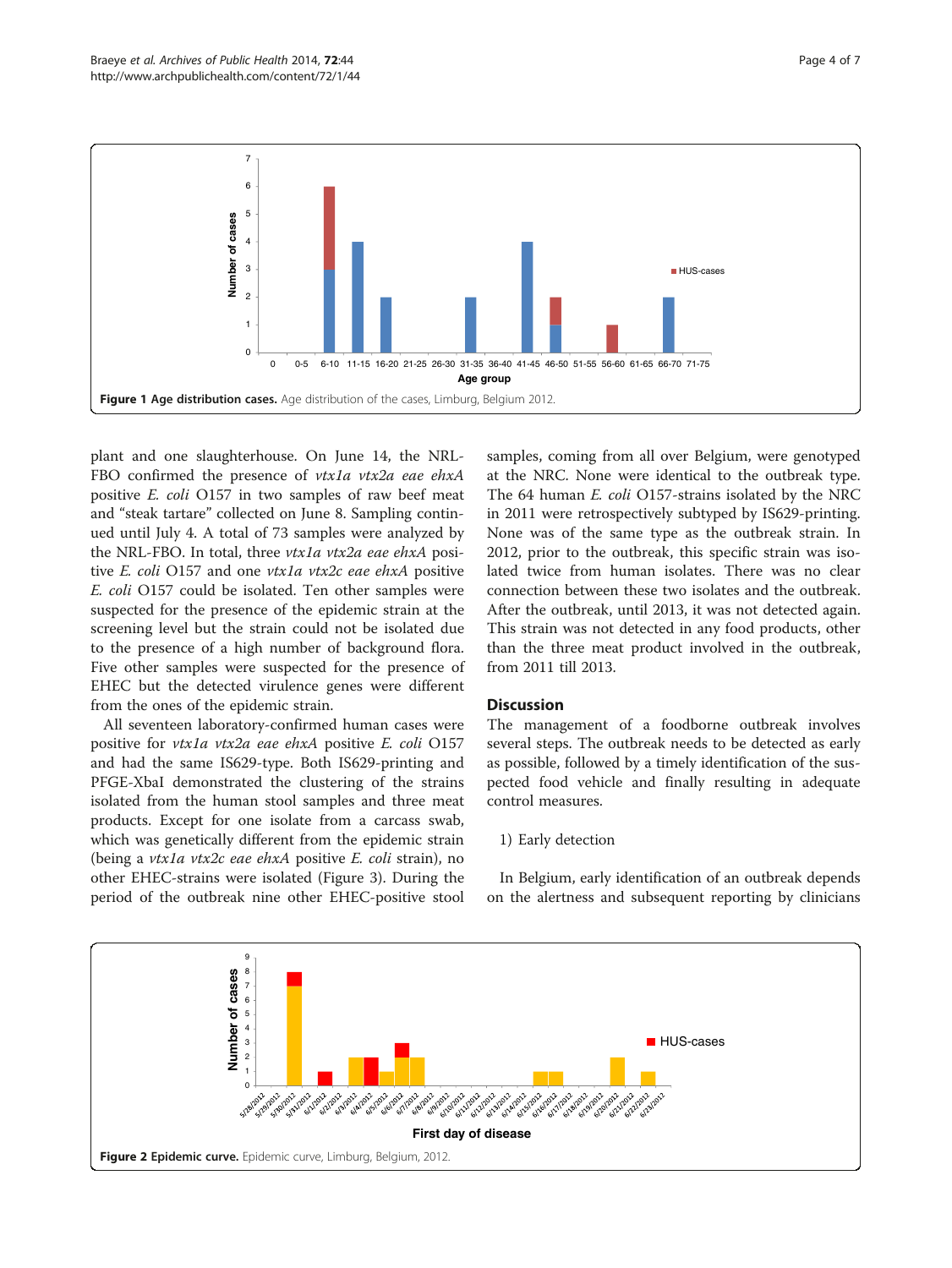Figure 1 **Age distribution cases.** Age distribution of the cases, Limburg, Belgium 2012.

plant and one slaughterhouse. On June 14, the NRL-FBO confirmed the presence of *vtx1a vtx2a eae ehxA* positive *E. coli* O157 in two samples of raw beef meat and "steak tartare" collected on June 8. Sampling continued until July 4. A total of 73 samples were analyzed by the NRL-FBO. In total, three *vtx1a vtx2a eae ehxA* positive *E. coli* O157 and one *vtx1a vtx2c eae ehxA* positive *E. coli* O157 could be isolated. Ten other samples were suspected for the presence of the epidemic strain at the screening level but the strain could not be isolated due to the presence of a high number of background flora. Five other samples were suspected for the presence of EHEC but the detected virulence genes were different from the ones of the epidemic strain.

All seventeen laboratory-confirmed human cases were positive for *vtx1a vtx2a eae ehxA* positive *E. coli* O157 and had the same IS629-type. Both IS629-printing and PFGE-XbaI demonstrated the clustering of the strains isolated from the human stool samples and three meat products. Except for one isolate from a carcass swab, which was genetically different from the epidemic strain (being a *vtx1a vtx2c eae ehxA* positive *E. coli* strain), no other EHEC-strains were isolated (Figure 3). During the period of the outbreak nine other EHEC-positive stool samples, coming from all over Belgium, were genotyped at the NRC. None were identical to the outbreak type. The 64 human *E. coli* O157-strains isolated by the NRC in 2011 were retrospectively subtyped by IS629-printing. None was of the same type as the outbreak strain. In 2012, prior to the outbreak, this specific strain was isolated twice from human isolates. There was no clear connection between these two isolates and the outbreak. After the outbreak, until 2013, it was not detected again. This strain was not detected in any food products, other than the three meat product involved in the outbreak, from 2011 till 2013.

## Discussion

The management of a foodborne outbreak involves several steps. The outbreak needs to be detected as early as possible, followed by a timely identification of the suspected food vehicle and finally resulting in adequate control measures.

1) Early detection

In Belgium, early identification of an outbreak depends on the alertness and subsequent reporting by clinicians

Figure 2 **Epidemic curve.** Epidemic curve, Limburg, Belgium, 2012.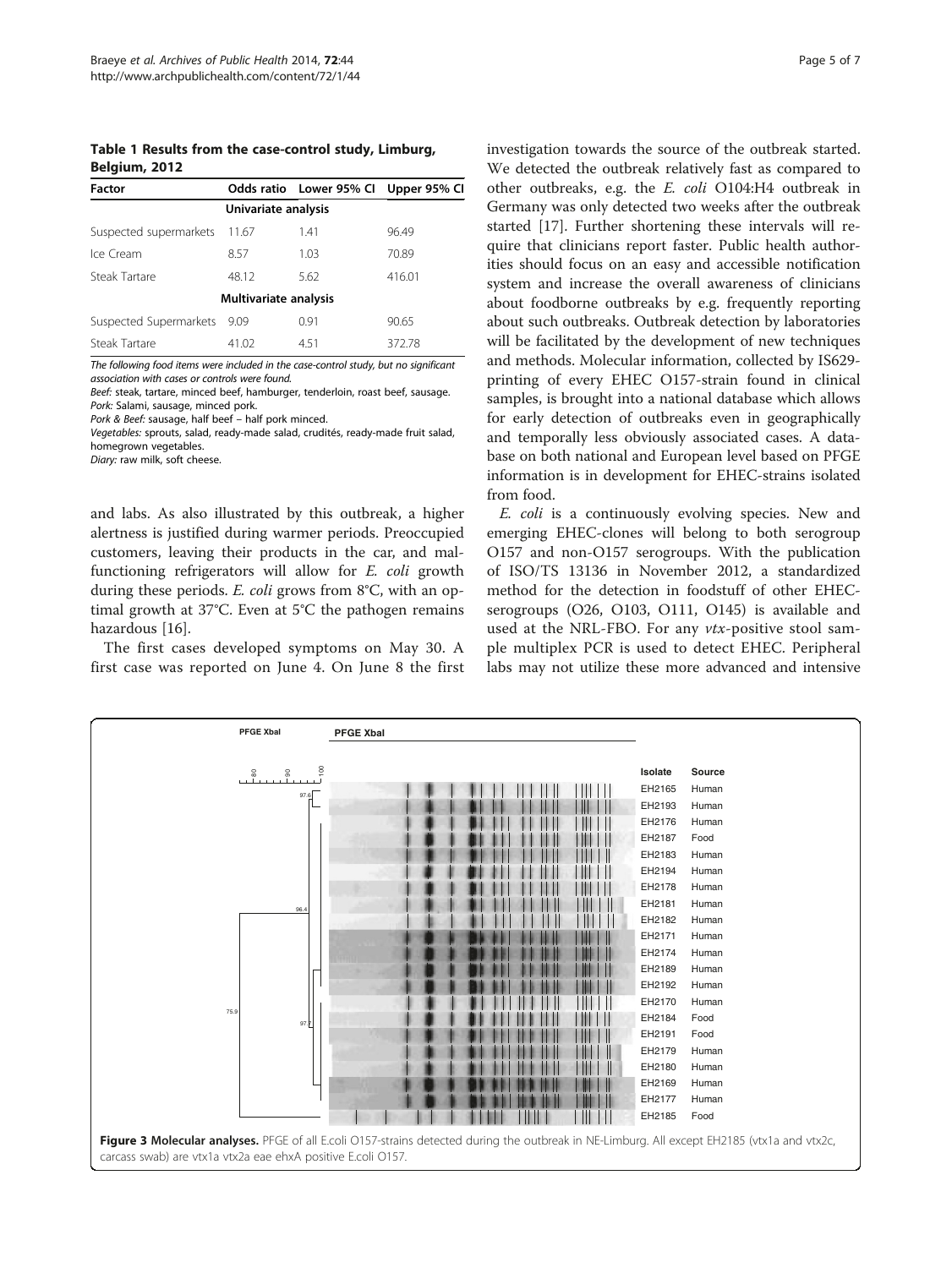**Table 1 Results from the case-control study, Limburg, Belgium, 2012**

| Factor | Odds ratio | Lower 95% CI | Upper 95% CI |
| --- | --- | --- | --- |
| **Univariate analysis** | | | |
| Suspected supermarkets | 11.67 | 1.41 | 96.49 |
| Ice Cream | 8.57 | 1.03 | 70.89 |
| Steak Tartare | 48.12 | 5.62 | 416.01 |
| **Multivariate analysis** | | | |
| Suspected Supermarkets | 9.09 | 0.91 | 90.65 |
| Steak Tartare | 41.02 | 4.51 | 372.78 |

*The following food items were included in the case-control study, but no significant association with cases or controls were found.*

*Beef:* steak, tartare, minced beef, hamburger, tenderloin, roast beef, sausage.
*Pork:* Salami, sausage, minced pork.
*Pork & Beef:* sausage, half beef – half pork minced.
*Vegetables:* sprouts, salad, ready-made salad, crudités, ready-made fruit salad, homegrown vegetables.
*Diary:* raw milk, soft cheese.

and labs. As also illustrated by this outbreak, a higher alertness is justified during warmer periods. Preoccupied customers, leaving their products in the car, and malfunctioning refrigerators will allow for *E. coli* growth during these periods. *E. coli* grows from 8°C, with an optimal growth at 37°C. Even at 5°C the pathogen remains hazardous [16].

The first cases developed symptoms on May 30. A first case was reported on June 4. On June 8 the first investigation towards the source of the outbreak started. We detected the outbreak relatively fast as compared to other outbreaks, e.g. the *E. coli* O104:H4 outbreak in Germany was only detected two weeks after the outbreak started [17]. Further shortening these intervals will require that clinicians report faster. Public health authorities should focus on an easy and accessible notification system and increase the overall awareness of clinicians about foodborne outbreaks by e.g. frequently reporting about such outbreaks. Outbreak detection by laboratories will be facilitated by the development of new techniques and methods. Molecular information, collected by IS629-printing of every EHEC O157-strain found in clinical samples, is brought into a national database which allows for early detection of outbreaks even in geographically and temporally less obviously associated cases. A database on both national and European level based on PFGE information is in development for EHEC-strains isolated from food.

*E. coli* is a continuously evolving species. New and emerging EHEC-clones will belong to both serogroup O157 and non-O157 serogroups. With the publication of ISO/TS 13136 in November 2012, a standardized method for the detection in foodstuff of other EHEC-serogroups (O26, O103, O111, O145) is available and used at the NRL-FBO. For any *vtx*-positive stool sample multiplex PCR is used to detect EHEC. Peripheral labs may not utilize these more advanced and intensive

**Figure 3 Molecular analyses.** PFGE of all E.coli O157-strains detected during the outbreak in NE-Limburg. All except EH2185 (vtx1a and vtx2c, carcass swab) are vtx1a vtx2a eae ehxA positive E.coli O157.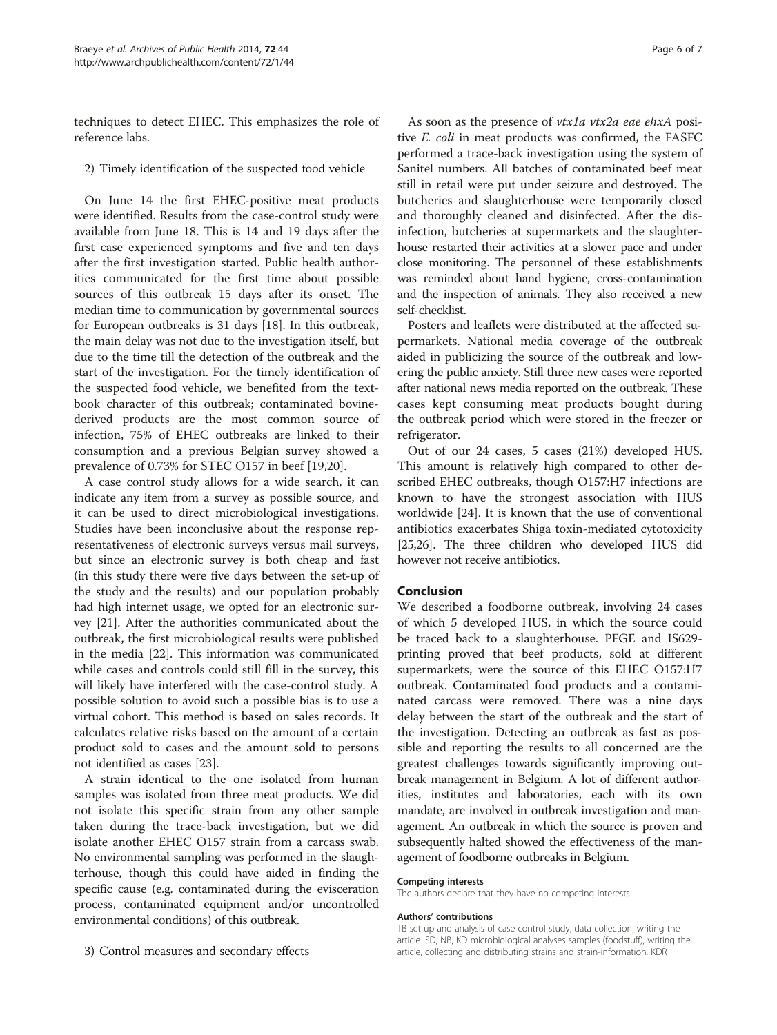techniques to detect EHEC. This emphasizes the role of reference labs.

2) Timely identification of the suspected food vehicle

On June 14 the first EHEC-positive meat products were identified. Results from the case-control study were available from June 18. This is 14 and 19 days after the first case experienced symptoms and five and ten days after the first investigation started. Public health authorities communicated for the first time about possible sources of this outbreak 15 days after its onset. The median time to communication by governmental sources for European outbreaks is 31 days [18]. In this outbreak, the main delay was not due to the investigation itself, but due to the time till the detection of the outbreak and the start of the investigation. For the timely identification of the suspected food vehicle, we benefited from the textbook character of this outbreak; contaminated bovine-derived products are the most common source of infection, 75% of EHEC outbreaks are linked to their consumption and a previous Belgian survey showed a prevalence of 0.73% for STEC O157 in beef [19,20].

A case control study allows for a wide search, it can indicate any item from a survey as possible source, and it can be used to direct microbiological investigations. Studies have been inconclusive about the response representativeness of electronic surveys versus mail surveys, but since an electronic survey is both cheap and fast (in this study there were five days between the set-up of the study and the results) and our population probably had high internet usage, we opted for an electronic survey [21]. After the authorities communicated about the outbreak, the first microbiological results were published in the media [22]. This information was communicated while cases and controls could still fill in the survey, this will likely have interfered with the case-control study. A possible solution to avoid such a possible bias is to use a virtual cohort. This method is based on sales records. It calculates relative risks based on the amount of a certain product sold to cases and the amount sold to persons not identified as cases [23].

A strain identical to the one isolated from human samples was isolated from three meat products. We did not isolate this specific strain from any other sample taken during the trace-back investigation, but we did isolate another EHEC O157 strain from a carcass swab. No environmental sampling was performed in the slaughterhouse, though this could have aided in finding the specific cause (e.g. contaminated during the evisceration process, contaminated equipment and/or uncontrolled environmental conditions) of this outbreak.

3) Control measures and secondary effects

As soon as the presence of *vtx1a vtx2a eae ehxA* positive *E. coli* in meat products was confirmed, the FASFC performed a trace-back investigation using the system of Sanitel numbers. All batches of contaminated beef meat still in retail were put under seizure and destroyed. The butcheries and slaughterhouse were temporarily closed and thoroughly cleaned and disinfected. After the disinfection, butcheries at supermarkets and the slaughterhouse restarted their activities at a slower pace and under close monitoring. The personnel of these establishments was reminded about hand hygiene, cross-contamination and the inspection of animals. They also received a new self-checklist.

Posters and leaflets were distributed at the affected supermarkets. National media coverage of the outbreak aided in publicizing the source of the outbreak and lowering the public anxiety. Still three new cases were reported after national news media reported on the outbreak. These cases kept consuming meat products bought during the outbreak period which were stored in the freezer or refrigerator.

Out of our 24 cases, 5 cases (21%) developed HUS. This amount is relatively high compared to other described EHEC outbreaks, though O157:H7 infections are known to have the strongest association with HUS worldwide [24]. It is known that the use of conventional antibiotics exacerbates Shiga toxin-mediated cytotoxicity [25,26]. The three children who developed HUS did however not receive antibiotics.

## Conclusion

We described a foodborne outbreak, involving 24 cases of which 5 developed HUS, in which the source could be traced back to a slaughterhouse. PFGE and IS629-printing proved that beef products, sold at different supermarkets, were the source of this EHEC O157:H7 outbreak. Contaminated food products and a contaminated carcass were removed. There was a nine days delay between the start of the outbreak and the start of the investigation. Detecting an outbreak as fast as possible and reporting the results to all concerned are the greatest challenges towards significantly improving outbreak management in Belgium. A lot of different authorities, institutes and laboratories, each with its own mandate, are involved in outbreak investigation and management. An outbreak in which the source is proven and subsequently halted showed the effectiveness of the management of foodborne outbreaks in Belgium.

#### Competing interests

The authors declare that they have no competing interests.

#### Authors' contributions

TB set up and analysis of case control study, data collection, writing the article. SD, NB, KD microbiological analyses samples (foodstuff), writing the article, collecting and distributing strains and strain-information. KDR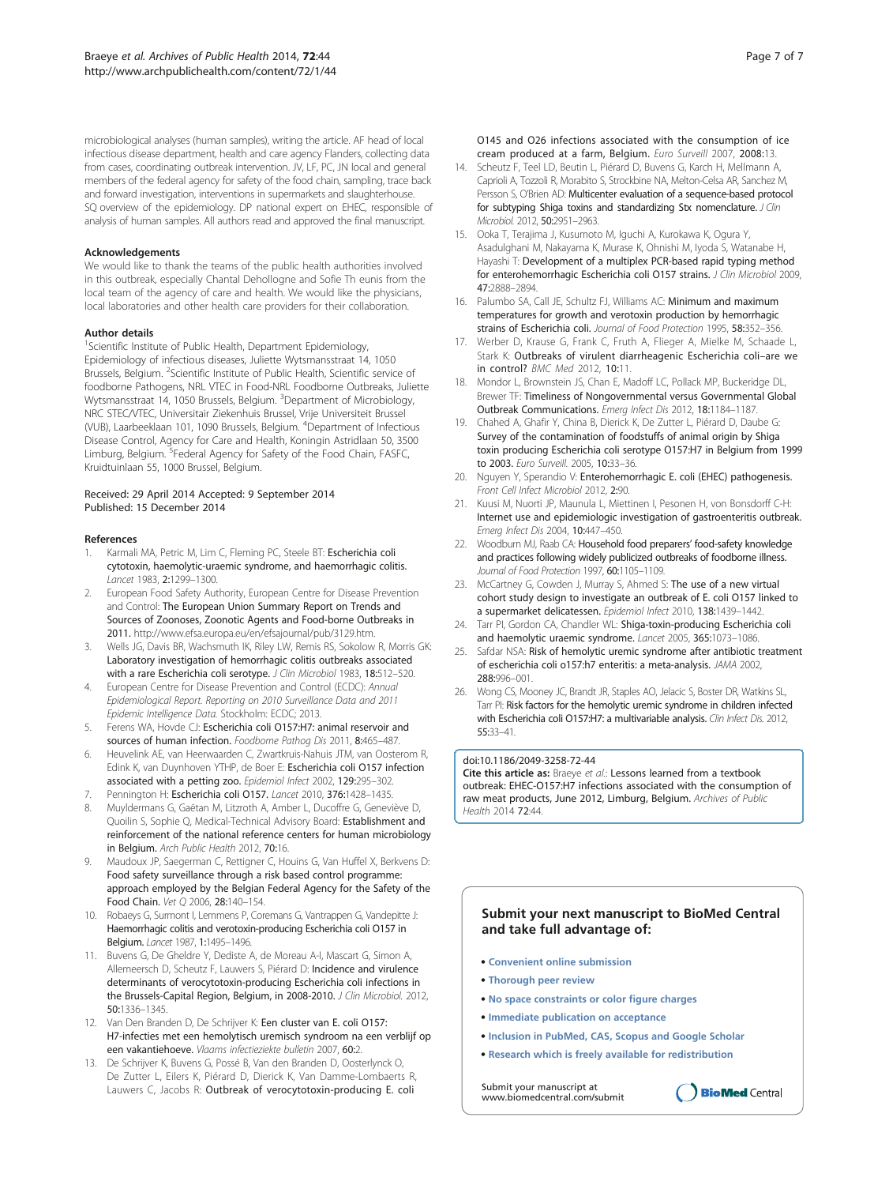microbiological analyses (human samples), writing the article. AF head of local infectious disease department, health and care agency Flanders, collecting data from cases, coordinating outbreak intervention. JV, LF, PC, JN local and general members of the federal agency for safety of the food chain, sampling, trace back and forward investigation, interventions in supermarkets and slaughterhouse. SQ overview of the epidemiology. DP national expert on EHEC, responsible of analysis of human samples. All authors read and approved the final manuscript.

### Acknowledgements

We would like to thank the teams of the public health authorities involved in this outbreak, especially Chantal Dehollogne and Sofie Th eunis from the local team of the agency of care and health. We would like the physicians, local laboratories and other health care providers for their collaboration.

### Author details

[1]Scientific Institute of Public Health, Department Epidemiology, Epidemiology of infectious diseases, Juliette Wytsmansstraat 14, 1050 Brussels, Belgium. [2]Scientific Institute of Public Health, Scientific service of foodborne Pathogens, NRL VTEC in Food-NRL Foodborne Outbreaks, Juliette Wytsmansstraat 14, 1050 Brussels, Belgium. [3]Department of Microbiology, NRC STEC/VTEC, Universitair Ziekenhuis Brussel, Vrije Universiteit Brussel (VUB), Laarbeeklaan 101, 1090 Brussels, Belgium. [4]Department of Infectious Disease Control, Agency for Care and Health, Koningin Astridlaan 50, 3500 Limburg, Belgium. [5]Federal Agency for Safety of the Food Chain, FASFC, Kruidtuinlaan 55, 1000 Brussel, Belgium.

Received: 29 April 2014 Accepted: 9 September 2014
Published: 15 December 2014

### References

1. Karmali MA, Petric M, Lim C, Fleming PC, Steele BT: **Escherichia coli cytotoxin, haemolytic-uraemic syndrome, and haemorrhagic colitis.** *Lancet* 1983, **2:**1299–1300.
2. European Food Safety Authority, European Centre for Disease Prevention and Control: **The European Union Summary Report on Trends and Sources of Zoonoses, Zoonotic Agents and Food-borne Outbreaks in 2011.** http://www.efsa.europa.eu/en/efsajournal/pub/3129.htm.
3. Wells JG, Davis BR, Wachsmuth IK, Riley LW, Remis RS, Sokolow R, Morris GK: **Laboratory investigation of hemorrhagic colitis outbreaks associated with a rare Escherichia coli serotype.** *J Clin Microbiol* 1983, **18:**512–520.
4. European Centre for Disease Prevention and Control (ECDC): *Annual Epidemiological Report. Reporting on 2010 Surveillance Data and 2011 Epidemic Intelligence Data.* Stockholm: ECDC; 2013.
5. Ferens WA, Hovde CJ: **Escherichia coli O157:H7: animal reservoir and sources of human infection.** *Foodborne Pathog Dis* 2011, **8:**465–487.
6. Heuvelink AE, van Heerwaarden C, Zwartkruis-Nahuis JTM, van Oosterom R, Edink K, van Duynhoven YTHP, de Boer E: **Escherichia coli O157 infection associated with a petting zoo.** *Epidemiol Infect* 2002, **129:**295–302.
7. Pennington H: **Escherichia coli O157.** *Lancet* 2010, **376:**1428–1435.
8. Muyldermans G, Gaëtan M, Litzroth A, Amber L, Ducoffre G, Geneviève D, Quoilin S, Sophie Q, Medical-Technical Advisory Board: **Establishment and reinforcement of the national reference centers for human microbiology in Belgium.** *Arch Public Health* 2012, **70:**16.
9. Maudoux JP, Saegerman C, Rettigner C, Houins G, Van Huffel X, Berkvens D: **Food safety surveillance through a risk based control programme: approach employed by the Belgian Federal Agency for the Safety of the Food Chain.** *Vet Q* 2006, **28:**140–154.
10. Robaeys G, Surmont I, Lemmens P, Coremans G, Vantrappen G, Vandepitte J: **Haemorrhagic colitis and verotoxin-producing Escherichia coli O157 in Belgium.** *Lancet* 1987, **1:**1495–1496.
11. Buvens G, De Gheldre Y, Dediste A, de Moreau A-I, Mascart G, Simon A, Allemeersch D, Scheutz F, Lauwers S, Piérard D: **Incidence and virulence determinants of verocytotoxin-producing Escherichia coli infections in the Brussels-Capital Region, Belgium, in 2008-2010.** *J Clin Microbiol.* 2012, **50:**1336–1345.
12. Van Den Branden D, De Schrijver K: **Een cluster van E. coli O157: H7-infecties met een hemolytisch uremisch syndroom na een verblijf op een vakantiehoeve.** *Vlaams infectieziekte bulletin* 2007, **60:**2.
13. De Schrijver K, Buvens G, Possé B, Van den Branden D, Oosterlynck O, De Zutter L, Eilers K, Piérard D, Dierick K, Van Damme-Lombaerts R, Lauwers C, Jacobs R: **Outbreak of verocytotoxin-producing E. coli O145 and O26 infections associated with the consumption of ice cream produced at a farm, Belgium.** *Euro Surveill* 2007, **2008:**13.
14. Scheutz F, Teel LD, Beutin L, Piérard D, Buvens G, Karch H, Mellmann A, Caprioli A, Tozzoli R, Morabito S, Strockbine NA, Melton-Celsa AR, Sanchez M, Persson S, O'Brien AD: **Multicenter evaluation of a sequence-based protocol for subtyping Shiga toxins and standardizing Stx nomenclature.** *J Clin Microbiol.* 2012, **50:**2951–2963.
15. Ooka T, Terajima J, Kusumoto M, Iguchi A, Kurokawa K, Ogura Y, Asadulghani M, Nakayama K, Murase K, Ohnishi M, Iyoda S, Watanabe H, Hayashi T: **Development of a multiplex PCR-based rapid typing method for enterohemorrhagic Escherichia coli O157 strains.** *J Clin Microbiol* 2009, **47:**2888–2894.
16. Palumbo SA, Call JE, Schultz FJ, Williams AC: **Minimum and maximum temperatures for growth and verotoxin production by hemorrhagic strains of Escherichia coli.** *Journal of Food Protection* 1995, **58:**352–356.
17. Werber D, Krause G, Frank C, Fruth A, Flieger A, Mielke M, Schaade L, Stark K: **Outbreaks of virulent diarrheagenic Escherichia coli–are we in control?** *BMC Med* 2012, **10:**11.
18. Mondor L, Brownstein JS, Chan E, Madoff LC, Pollack MP, Buckeridge DL, Brewer TF: **Timeliness of Nongovernmental versus Governmental Global Outbreak Communications.** *Emerg Infect Dis* 2012, **18:**1184–1187.
19. Chahed A, Ghafir Y, China B, Dierick K, De Zutter L, Piérard D, Daube G: **Survey of the contamination of foodstuffs of animal origin by Shiga toxin producing Escherichia coli serotype O157:H7 in Belgium from 1999 to 2003.** *Euro Surveill.* 2005, **10:**33–36.
20. Nguyen Y, Sperandio V: **Enterohemorrhagic E. coli (EHEC) pathogenesis.** *Front Cell Infect Microbiol* 2012, **2:**90.
21. Kuusi M, Nuorti JP, Maunula L, Miettinen I, Pesonen H, von Bonsdorff C-H: **Internet use and epidemiologic investigation of gastroenteritis outbreak.** *Emerg Infect Dis* 2004, **10:**447–450.
22. Woodburn MJ, Raab CA: **Household food preparers' food-safety knowledge and practices following widely publicized outbreaks of foodborne illness.** *Journal of Food Protection* 1997, **60:**1105–1109.
23. McCartney G, Cowden J, Murray S, Ahmed S: **The use of a new virtual cohort study design to investigate an outbreak of E. coli O157 linked to a supermarket delicatessen.** *Epidemiol Infect* 2010, **138:**1439–1442.
24. Tarr PI, Gordon CA, Chandler WL: **Shiga-toxin-producing Escherichia coli and haemolytic uraemic syndrome.** *Lancet* 2005, **365:**1073–1086.
25. Safdar NSA: **Risk of hemolytic uremic syndrome after antibiotic treatment of escherichia coli o157:h7 enteritis: a meta-analysis.** *JAMA* 2002, **288:**996–001.
26. Wong CS, Mooney JC, Brandt JR, Staples AO, Jelacic S, Boster DR, Watkins SL, Tarr PI: **Risk factors for the hemolytic uremic syndrome in children infected with Escherichia coli O157:H7: a multivariable analysis.** *Clin Infect Dis.* 2012, **55:**33–41.

doi:10.1186/2049-3258-72-44

**Cite this article as:** Braeye *et al.*: Lessons learned from a textbook outbreak: EHEC-O157:H7 infections associated with the consumption of raw meat products, June 2012, Limburg, Belgium. *Archives of Public Health* 2014 **72**:44.

**Submit your next manuscript to BioMed Central and take full advantage of:**

- **Convenient online submission**
- **Thorough peer review**
- **No space constraints or color figure charges**
- **Immediate publication on acceptance**
- **Inclusion in PubMed, CAS, Scopus and Google Scholar**
- **Research which is freely available for redistribution**

Submit your manuscript at www.biomedcentral.com/submit

BioMed Central